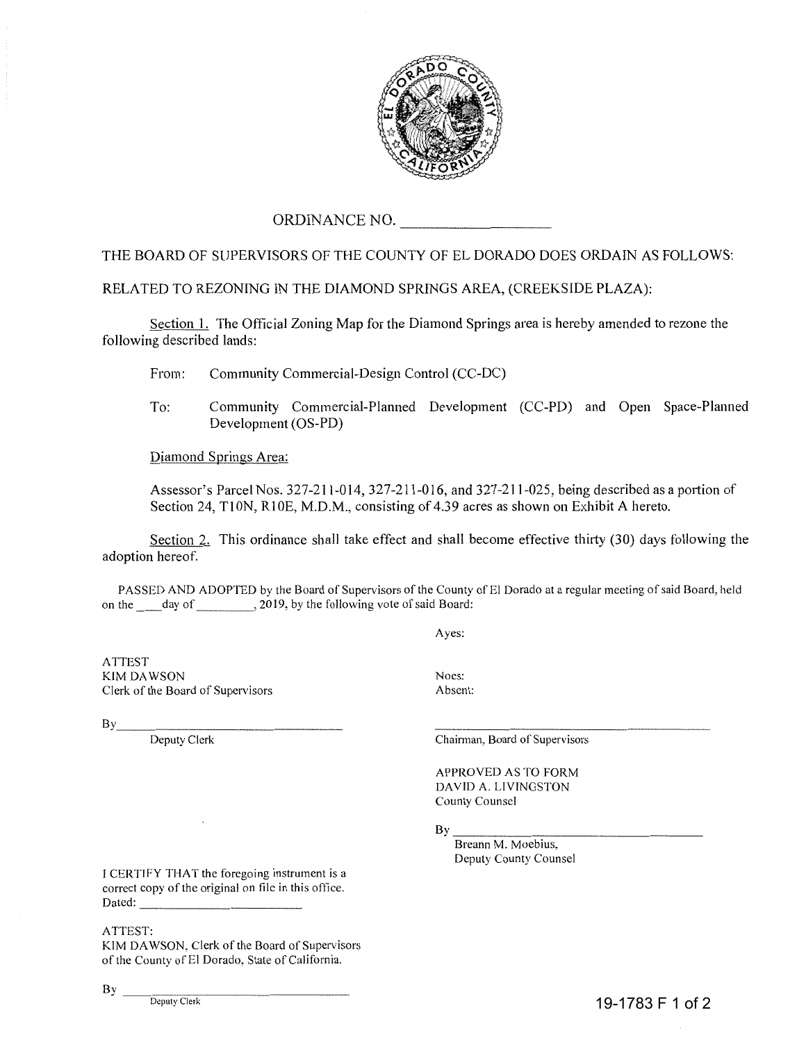ORDINANCE NO. ____________________

THE BOARD OF SUPERVISORS OF THE COUNTY OF EL DORADO DOES ORDAIN AS FOLLOWS:

RELATED TO REZONING IN THE DIAMOND SPRINGS AREA, (CREEKSIDE PLAZA):

Section 1. The Official Zoning Map for the Diamond Springs area is hereby amended to rezone the following described lands:

From: Community Commercial-Design Control (CC-DC)

To: Community Commercial-Planned Development (CC-PD) and Open Space-Planned Development (OS-PD)

Diamond Springs Area:

Assessor's Parcel Nos. 327-211-014, 327-211-016, and 327-211-025, being described as a portion of Section 24, T10N, R10E, M.D.M., consisting of 4.39 acres as shown on Exhibit A hereto.

Section 2. This ordinance shall take effect and shall become effective thirty (30) days following the adoption hereof.

PASSED AND ADOPTED by the Board of Supervisors of the County of El Dorado at a regular meeting of said Board, held on the ____day of __________, 2019, by the following vote of said Board:

Ayes:

Noes:

Absent:

ATTEST
KIM DAWSON
Clerk of the Board of Supervisors

By______________________________
Deputy Clerk

______________________________
Chairman, Board of Supervisors

APPROVED AS TO FORM
DAVID A. LIVINGSTON
County Counsel

By ______________________________
Breann M. Moebius,
Deputy County Counsel

I CERTIFY THAT the foregoing instrument is a correct copy of the original on file in this office.
Dated: ____________________

ATTEST:
KIM DAWSON, Clerk of the Board of Supervisors of the County of El Dorado, State of California.

By ______________________________
Deputy Clerk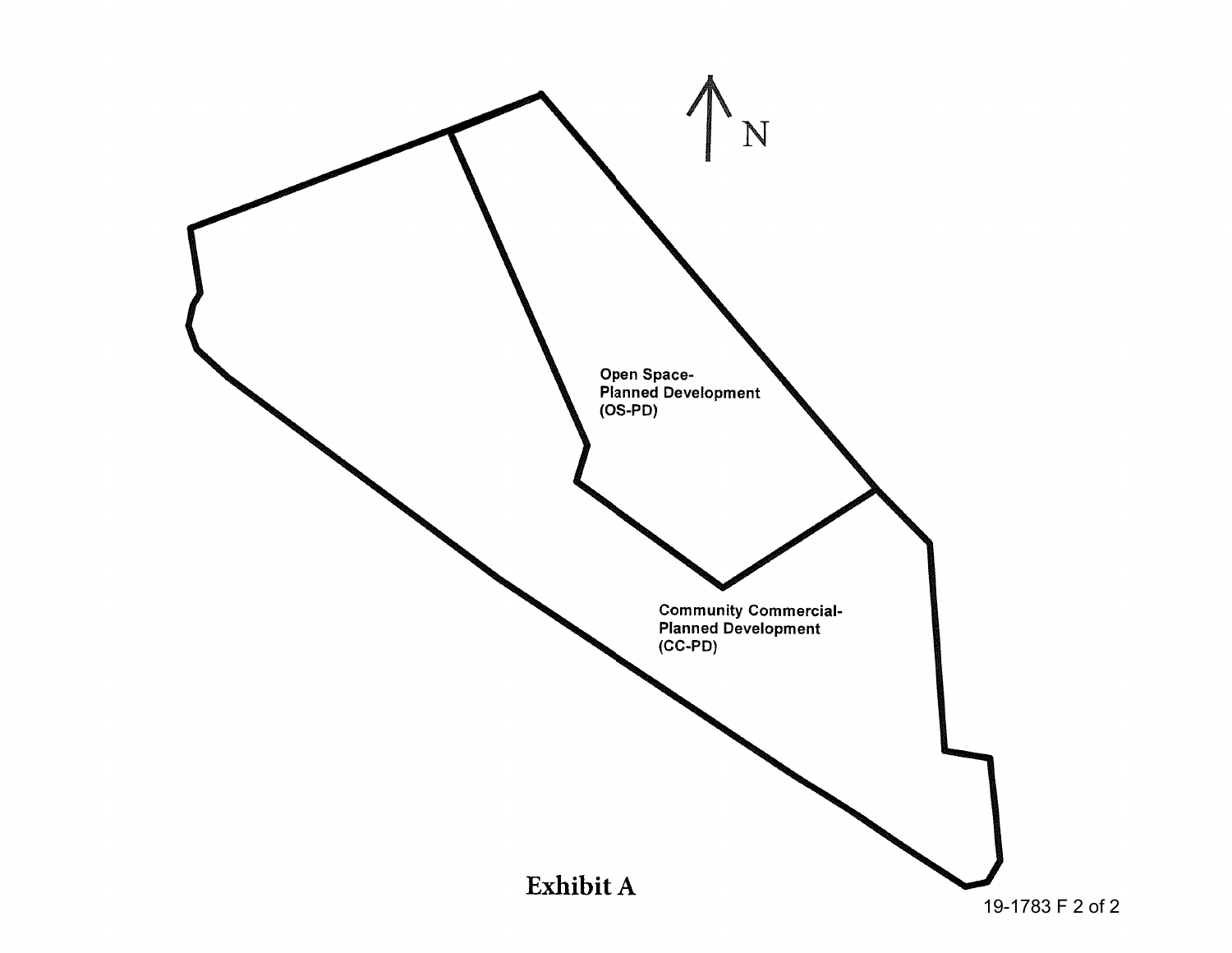N

Open Space-
Planned Development
(OS-PD)

Community Commercial-
Planned Development
(CC-PD)

**Exhibit A**

19-1783 F 2 of 2